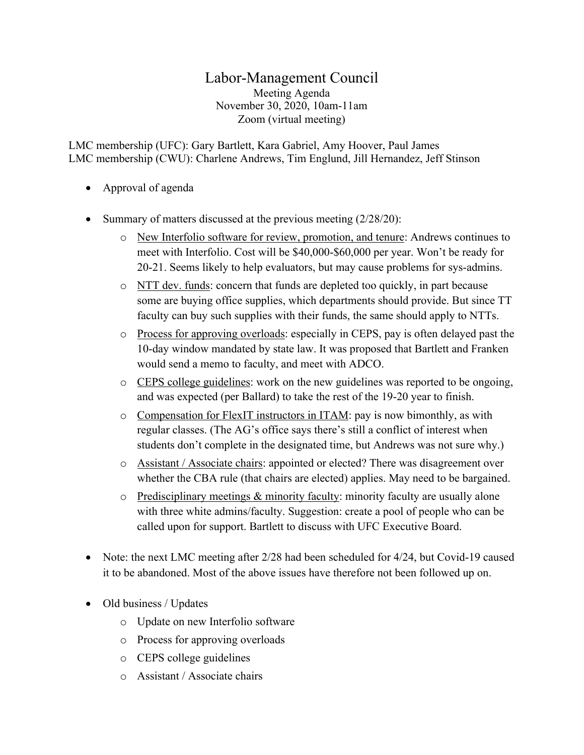# Labor-Management Council

Meeting Agenda
November 30, 2020, 10am-11am
Zoom (virtual meeting)

LMC membership (UFC): Gary Bartlett, Kara Gabriel, Amy Hoover, Paul James
LMC membership (CWU): Charlene Andrews, Tim Englund, Jill Hernandez, Jeff Stinson

- Approval of agenda
- Summary of matters discussed at the previous meeting (2/28/20):
  - New Interfolio software for review, promotion, and tenure: Andrews continues to meet with Interfolio. Cost will be $40,000-$60,000 per year. Won't be ready for 20-21. Seems likely to help evaluators, but may cause problems for sys-admins.
  - NTT dev. funds: concern that funds are depleted too quickly, in part because some are buying office supplies, which departments should provide. But since TT faculty can buy such supplies with their funds, the same should apply to NTTs.
  - Process for approving overloads: especially in CEPS, pay is often delayed past the 10-day window mandated by state law. It was proposed that Bartlett and Franken would send a memo to faculty, and meet with ADCO.
  - CEPS college guidelines: work on the new guidelines was reported to be ongoing, and was expected (per Ballard) to take the rest of the 19-20 year to finish.
  - Compensation for FlexIT instructors in ITAM: pay is now bimonthly, as with regular classes. (The AG's office says there's still a conflict of interest when students don't complete in the designated time, but Andrews was not sure why.)
  - Assistant / Associate chairs: appointed or elected? There was disagreement over whether the CBA rule (that chairs are elected) applies. May need to be bargained.
  - Predisciplinary meetings & minority faculty: minority faculty are usually alone with three white admins/faculty. Suggestion: create a pool of people who can be called upon for support. Bartlett to discuss with UFC Executive Board.
- Note: the next LMC meeting after 2/28 had been scheduled for 4/24, but Covid-19 caused it to be abandoned. Most of the above issues have therefore not been followed up on.
- Old business / Updates
  - Update on new Interfolio software
  - Process for approving overloads
  - CEPS college guidelines
  - Assistant / Associate chairs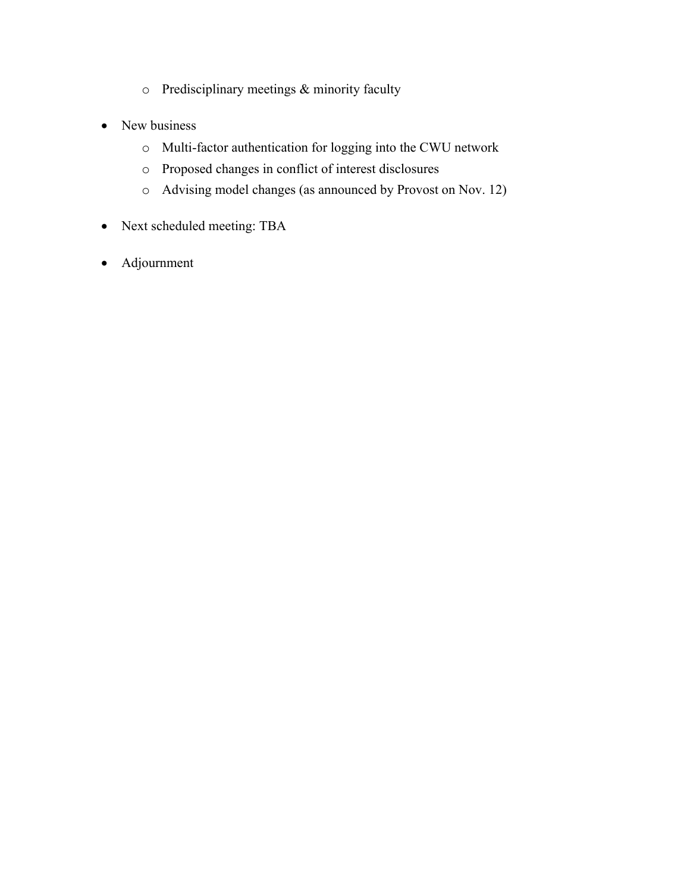- Predisciplinary meetings & minority faculty

- New business
  - Multi-factor authentication for logging into the CWU network
  - Proposed changes in conflict of interest disclosures
  - Advising model changes (as announced by Provost on Nov. 12)

- Next scheduled meeting: TBA

- Adjournment